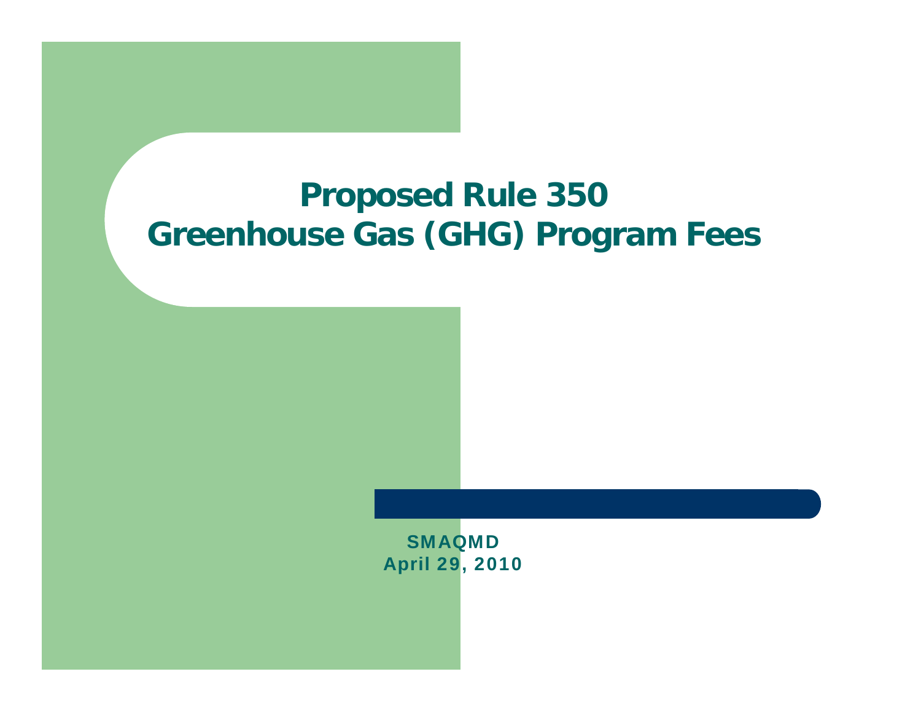# Proposed Rule 350
# Greenhouse Gas (GHG) Program Fees

**SMAQMD**
**April 29, 2010**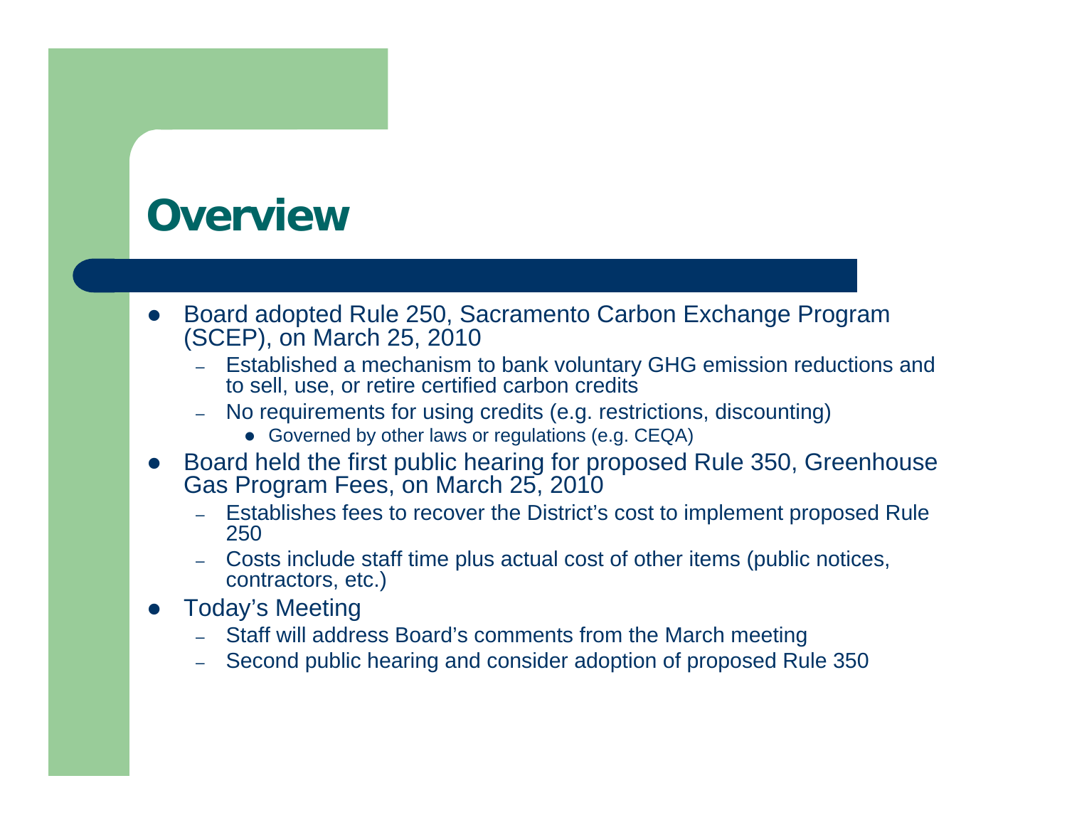# Overview

- Board adopted Rule 250, Sacramento Carbon Exchange Program (SCEP), on March 25, 2010
  - Established a mechanism to bank voluntary GHG emission reductions and to sell, use, or retire certified carbon credits
  - No requirements for using credits (e.g. restrictions, discounting)
    - Governed by other laws or regulations (e.g. CEQA)
- Board held the first public hearing for proposed Rule 350, Greenhouse Gas Program Fees, on March 25, 2010
  - Establishes fees to recover the District's cost to implement proposed Rule 250
  - Costs include staff time plus actual cost of other items (public notices, contractors, etc.)
- Today's Meeting
  - Staff will address Board's comments from the March meeting
  - Second public hearing and consider adoption of proposed Rule 350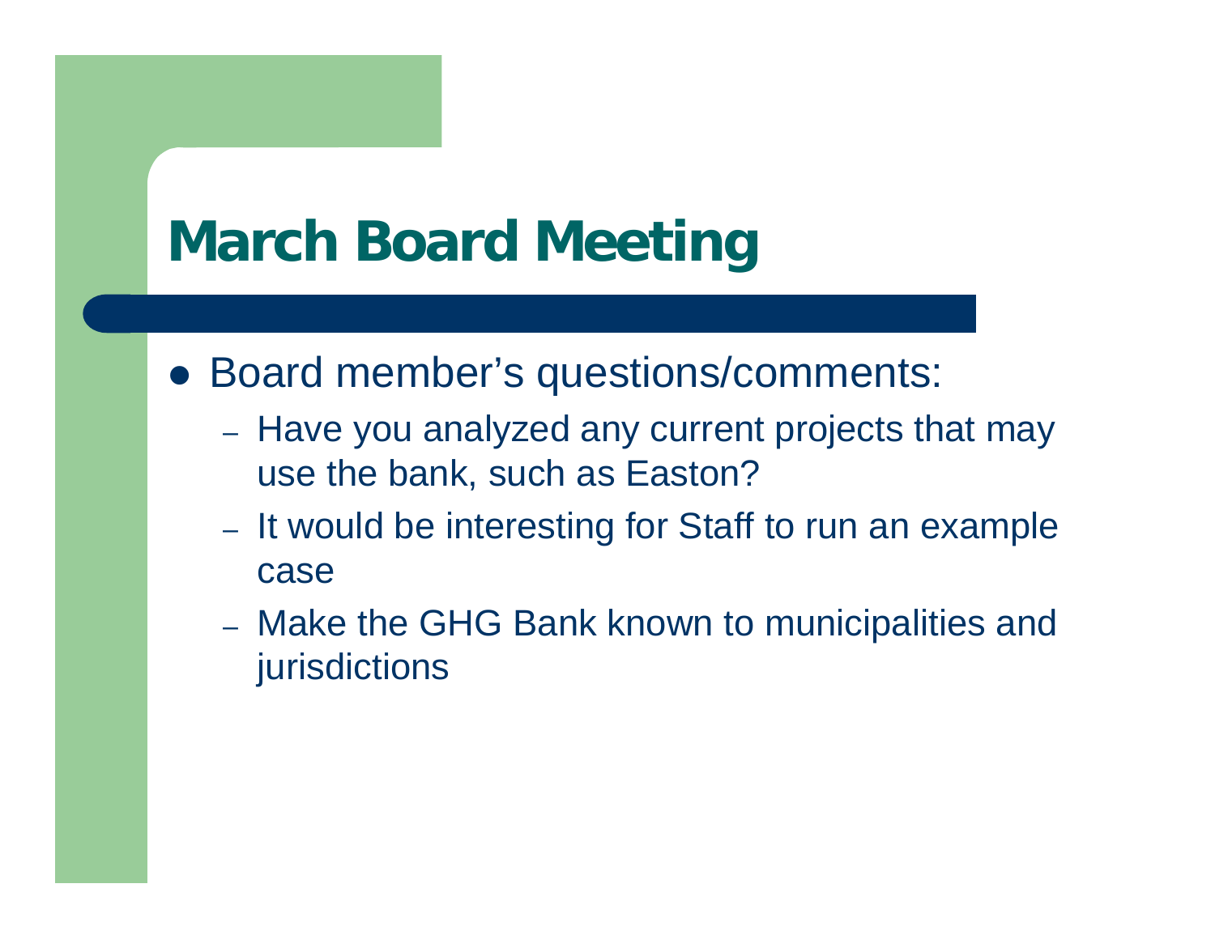# March Board Meeting

- Board member's questions/comments:
  - Have you analyzed any current projects that may use the bank, such as Easton?
  - It would be interesting for Staff to run an example case
  - Make the GHG Bank known to municipalities and jurisdictions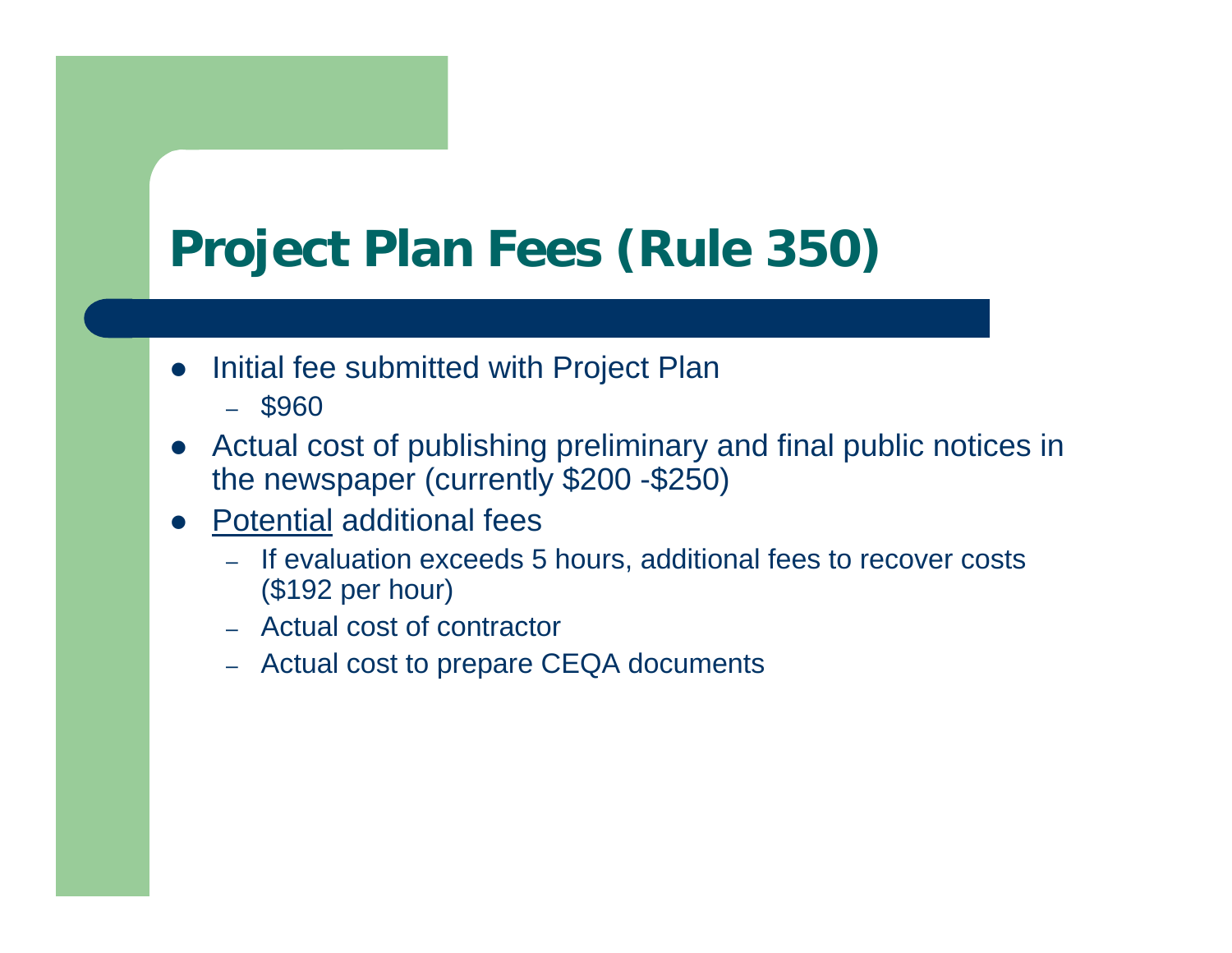# Project Plan Fees (Rule 350)

- Initial fee submitted with Project Plan
  - $960
- Actual cost of publishing preliminary and final public notices in the newspaper (currently $200 -$250)
- <u>Potential</u> additional fees
  - If evaluation exceeds 5 hours, additional fees to recover costs ($192 per hour)
  - Actual cost of contractor
  - Actual cost to prepare CEQA documents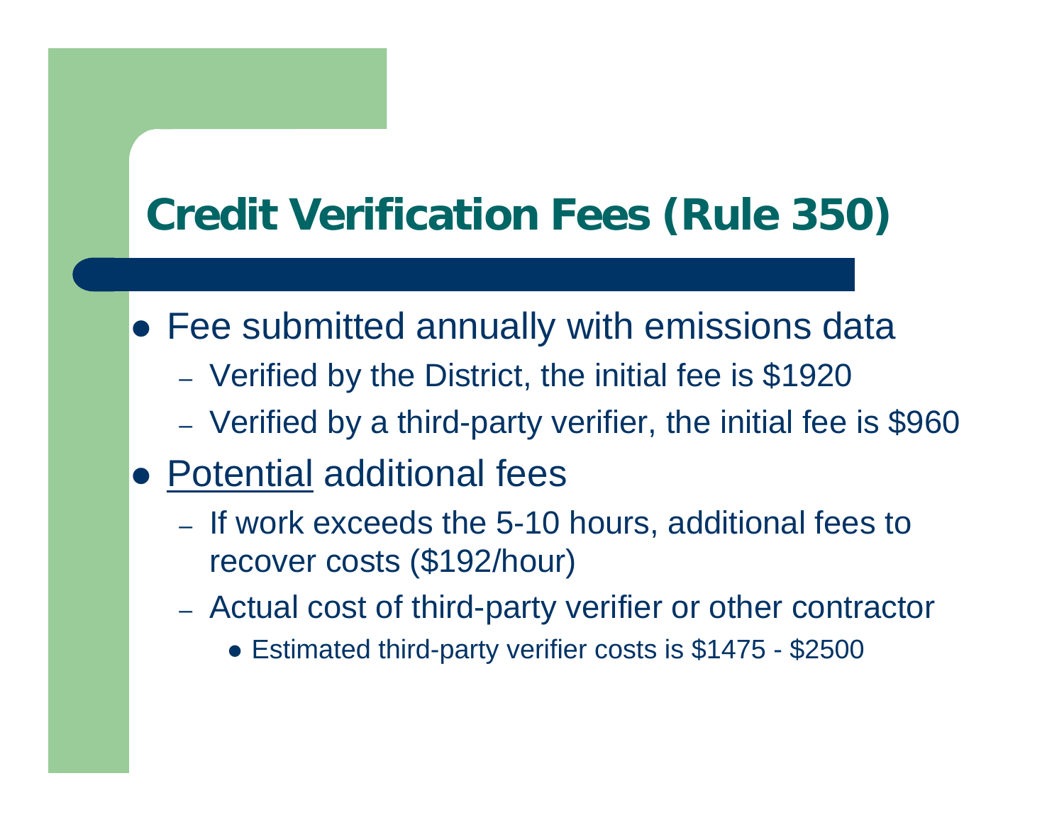# Credit Verification Fees (Rule 350)

- Fee submitted annually with emissions data
  - Verified by the District, the initial fee is $1920
  - Verified by a third-party verifier, the initial fee is $960
- <u>Potential</u> additional fees
  - If work exceeds the 5-10 hours, additional fees to recover costs ($192/hour)
  - Actual cost of third-party verifier or other contractor
    - Estimated third-party verifier costs is $1475 - $2500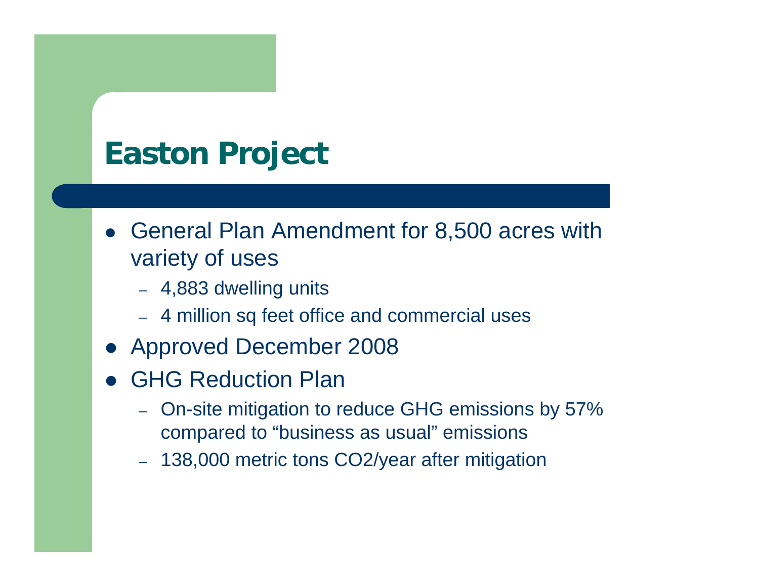# Easton Project

- General Plan Amendment for 8,500 acres with variety of uses
  - 4,883 dwelling units
  - 4 million sq feet office and commercial uses
- Approved December 2008
- GHG Reduction Plan
  - On-site mitigation to reduce GHG emissions by 57% compared to "business as usual" emissions
  - 138,000 metric tons $CO_2$/year after mitigation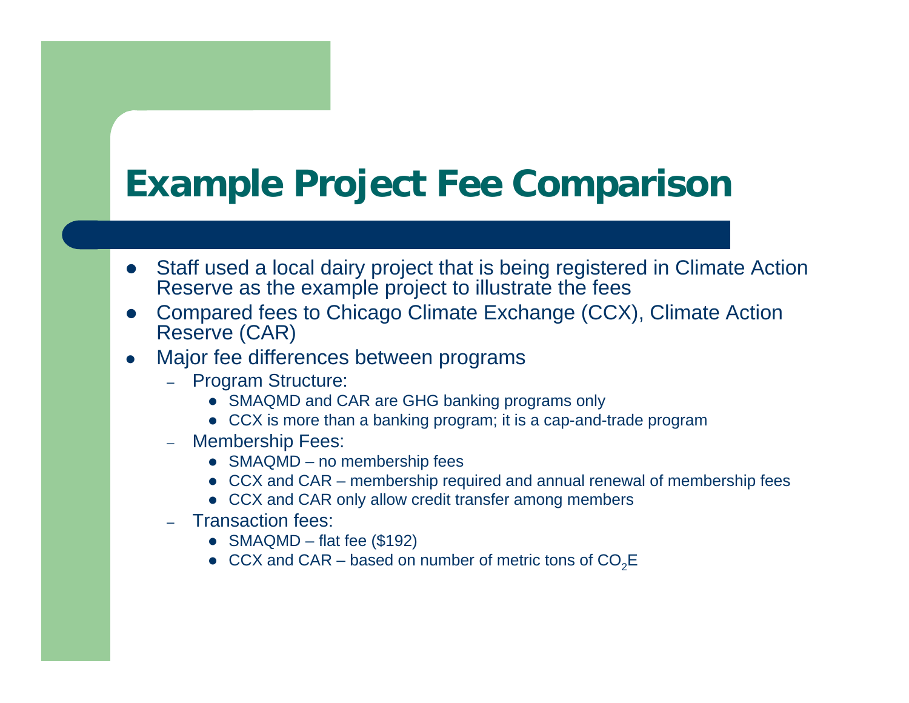# Example Project Fee Comparison

- Staff used a local dairy project that is being registered in Climate Action Reserve as the example project to illustrate the fees
- Compared fees to Chicago Climate Exchange (CCX), Climate Action Reserve (CAR)
- Major fee differences between programs
  - Program Structure:
    - SMAQMD and CAR are GHG banking programs only
    - CCX is more than a banking program; it is a cap-and-trade program
  - Membership Fees:
    - SMAQMD – no membership fees
    - CCX and CAR – membership required and annual renewal of membership fees
    - CCX and CAR only allow credit transfer among members
  - Transaction fees:
    - SMAQMD – flat fee ($192)
    - CCX and CAR – based on number of metric tons of $CO_2E$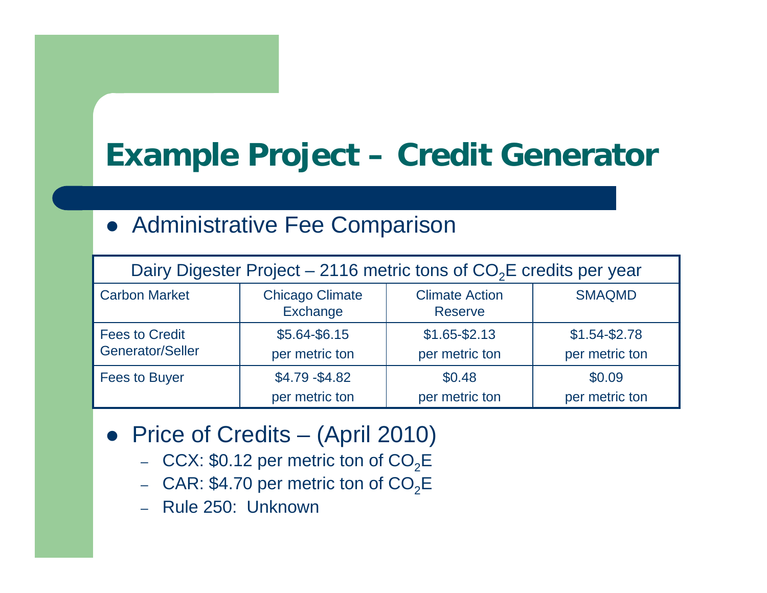# Example Project – Credit Generator

- Administrative Fee Comparison

| Dairy Digester Project – 2116 metric tons of $CO_2E$ credits per year | | | |
|---|---|---|---|
| Carbon Market | Chicago Climate Exchange | Climate Action Reserve | SMAQMD |
| Fees to Credit Generator/Seller | $5.64-$6.15 per metric ton | $1.65-$2.13 per metric ton | $1.54-$2.78 per metric ton |
| Fees to Buyer | $4.79 -$4.82 per metric ton | $0.48 per metric ton | $0.09 per metric ton |

- Price of Credits – (April 2010)
  - CCX: $0.12 per metric ton of $CO_2E$
  - CAR: $4.70 per metric ton of $CO_2E$
  - Rule 250: Unknown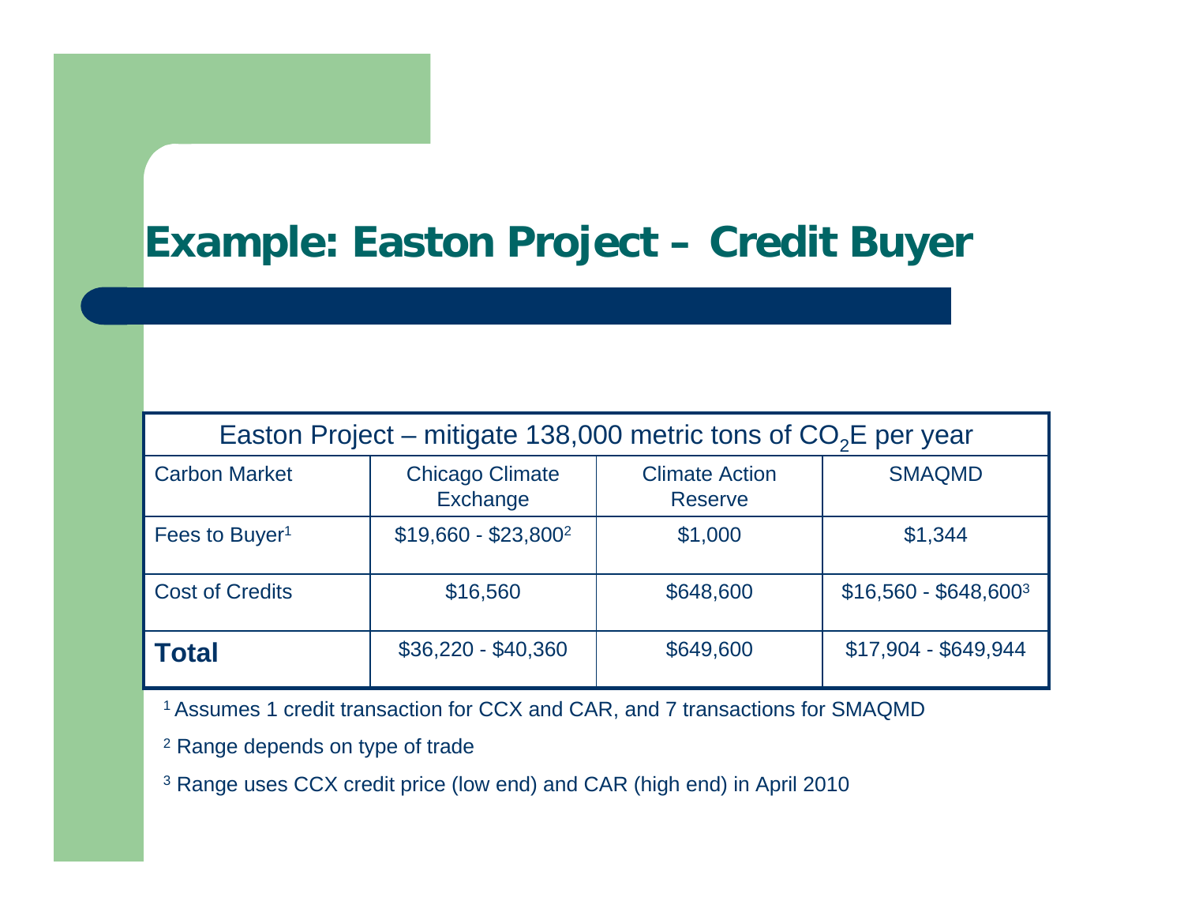# Example: Easton Project – Credit Buyer

| Easton Project – mitigate 138,000 metric tons of $CO_2E$ per year | | | |
|---|---|---|---|
| Carbon Market | Chicago Climate Exchange | Climate Action Reserve | SMAQMD |
| Fees to Buyer[1] | $19,660 - $23,800[2] | $1,000 | $1,344 |
| Cost of Credits | $16,560 | $648,600 | $16,560 - $648,600[3] |
| **Total** | $36,220 - $40,360 | $649,600 | $17,904 - $649,944 |

[1] Assumes 1 credit transaction for CCX and CAR, and 7 transactions for SMAQMD

[2] Range depends on type of trade

[3] Range uses CCX credit price (low end) and CAR (high end) in April 2010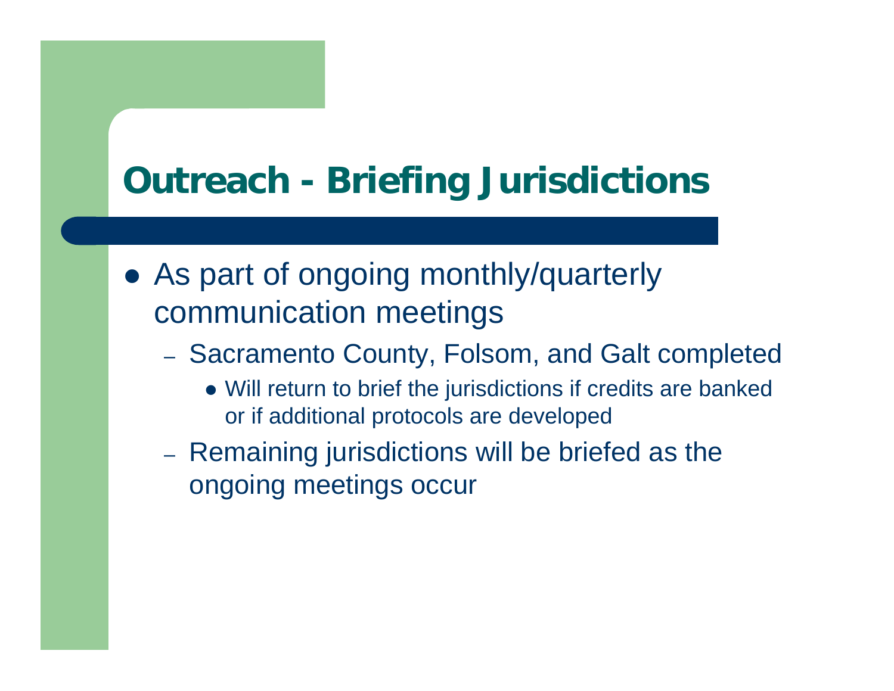# Outreach - Briefing Jurisdictions

- As part of ongoing monthly/quarterly communication meetings
  - Sacramento County, Folsom, and Galt completed
    - Will return to brief the jurisdictions if credits are banked or if additional protocols are developed
  - Remaining jurisdictions will be briefed as the ongoing meetings occur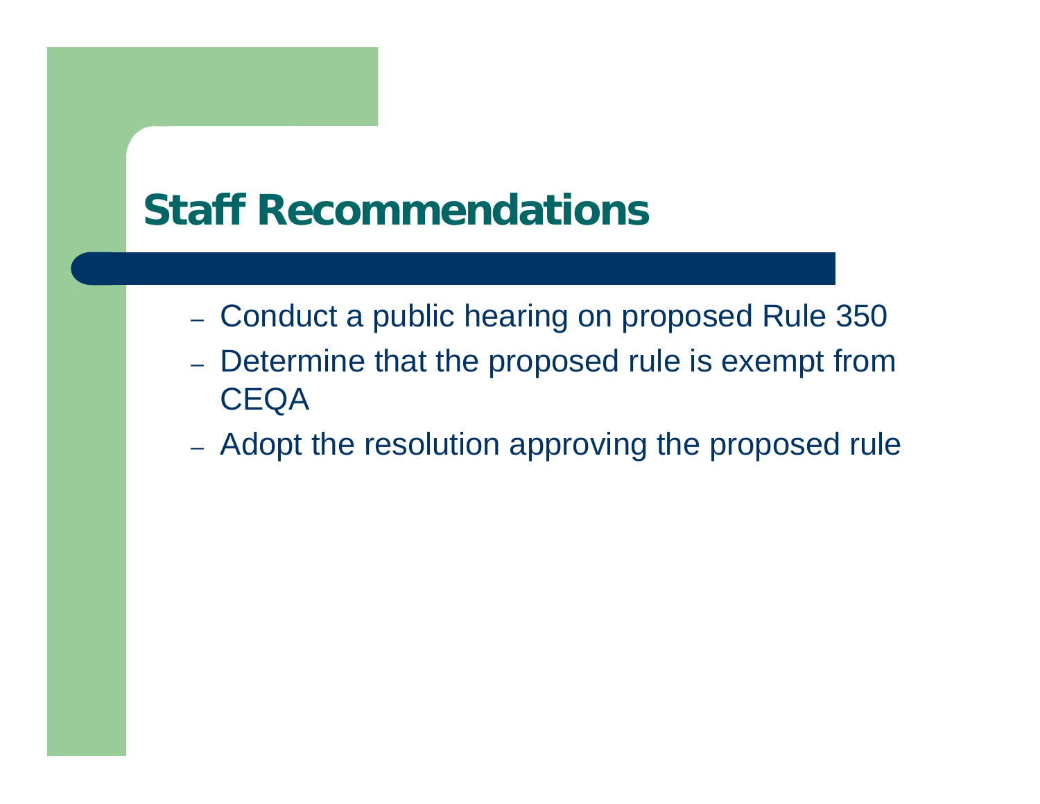# Staff Recommendations

- Conduct a public hearing on proposed Rule 350
- Determine that the proposed rule is exempt from CEQA
- Adopt the resolution approving the proposed rule